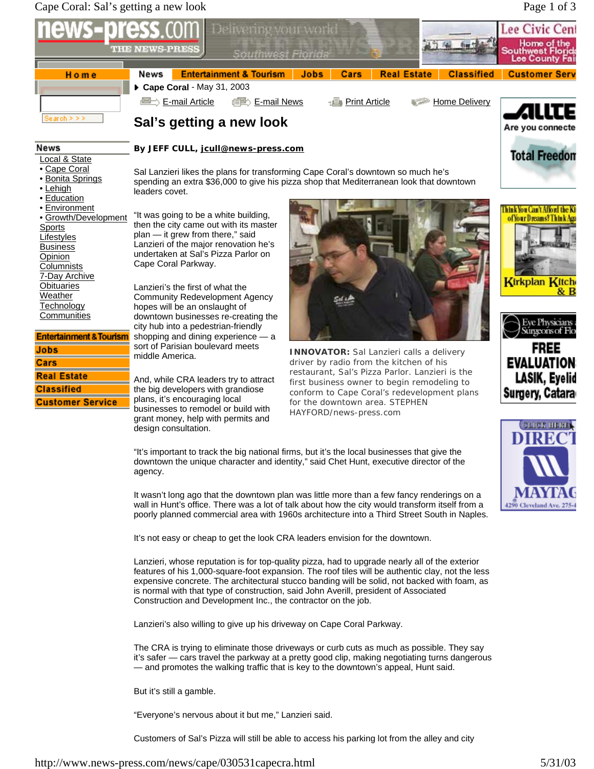**Cape Coral** - May 31, 2003

# Sal's getting a new look

**By JEFF CULL, jcull@news-press.com**

Sal Lanzieri likes the plans for transforming Cape Coral's downtown so much he's spending an extra $36,000 to give his pizza shop that Mediterranean look that downtown leaders covet.

"It was going to be a white building, then the city came out with its master plan — it grew from there," said Lanzieri of the major renovation he's undertaken at Sal's Pizza Parlor on Cape Coral Parkway.

Lanzieri's the first of what the Community Redevelopment Agency hopes will be an onslaught of downtown businesses re-creating the city hub into a pedestrian-friendly shopping and dining experience — a sort of Parisian boulevard meets middle America.

And, while CRA leaders try to attract the big developers with grandiose plans, it's encouraging local businesses to remodel or build with grant money, help with permits and design consultation.

**INNOVATOR:** Sal Lanzieri calls a delivery driver by radio from the kitchen of his restaurant, Sal's Pizza Parlor. Lanzieri is the first business owner to begin remodeling to conform to Cape Coral's redevelopment plans for the downtown area. STEPHEN HAYFORD/news-press.com

"It's important to track the big national firms, but it's the local businesses that give the downtown the unique character and identity," said Chet Hunt, executive director of the agency.

It wasn't long ago that the downtown plan was little more than a few fancy renderings on a wall in Hunt's office. There was a lot of talk about how the city would transform itself from a poorly planned commercial area with 1960s architecture into a Third Street South in Naples.

It's not easy or cheap to get the look CRA leaders envision for the downtown.

Lanzieri, whose reputation is for top-quality pizza, had to upgrade nearly all of the exterior features of his 1,000-square-foot expansion. The roof tiles will be authentic clay, not the less expensive concrete. The architectural stucco banding will be solid, not backed with foam, as is normal with that type of construction, said John Averill, president of Associated Construction and Development Inc., the contractor on the job.

Lanzieri's also willing to give up his driveway on Cape Coral Parkway.

The CRA is trying to eliminate those driveways or curb cuts as much as possible. They say it's safer — cars travel the parkway at a pretty good clip, making negotiating turns dangerous — and promotes the walking traffic that is key to the downtown's appeal, Hunt said.

But it's still a gamble.

"Everyone's nervous about it but me," Lanzieri said.

Customers of Sal's Pizza will still be able to access his parking lot from the alley and city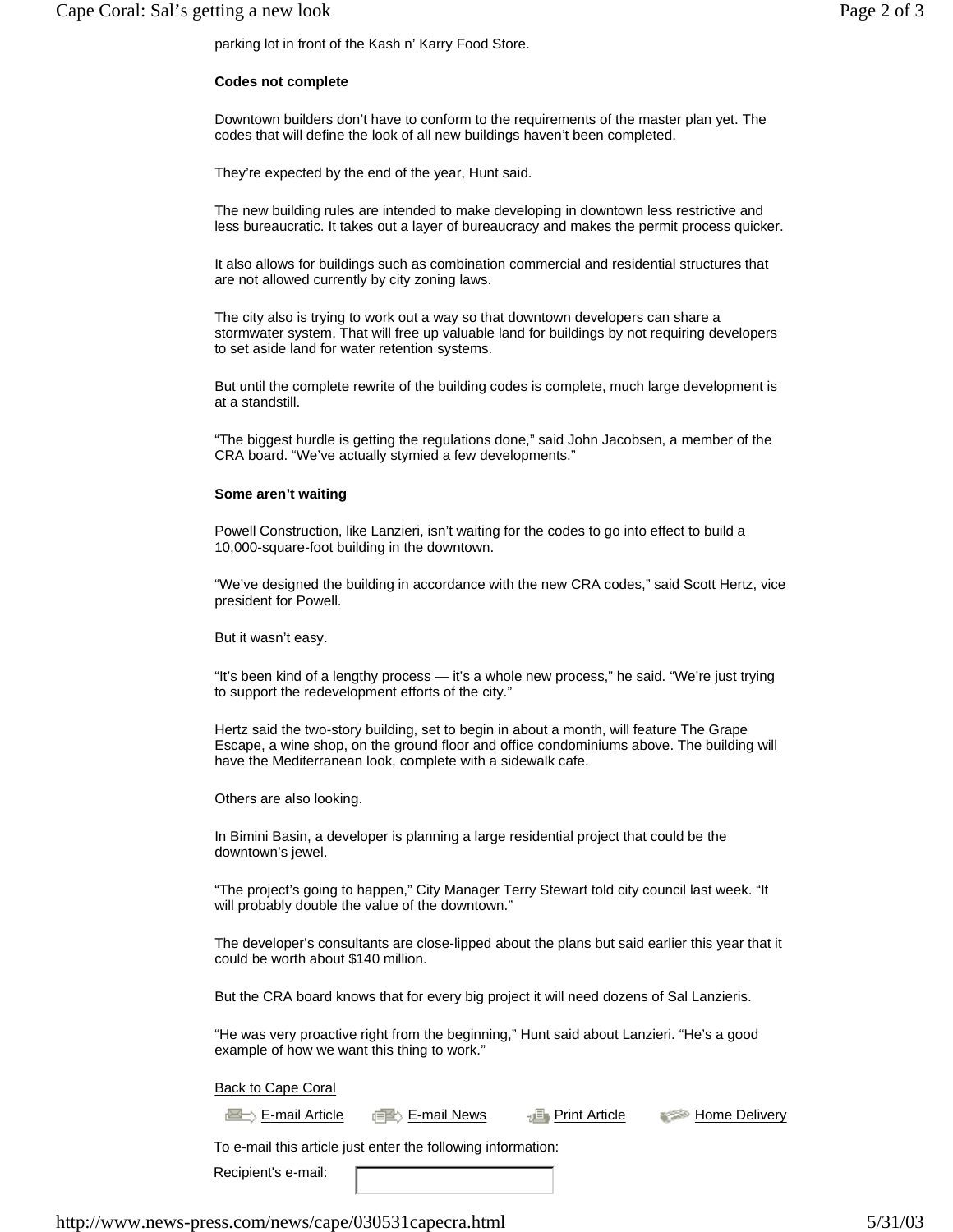parking lot in front of the Kash n' Karry Food Store.

**Codes not complete**

Downtown builders don't have to conform to the requirements of the master plan yet. The codes that will define the look of all new buildings haven't been completed.

They're expected by the end of the year, Hunt said.

The new building rules are intended to make developing in downtown less restrictive and less bureaucratic. It takes out a layer of bureaucracy and makes the permit process quicker.

It also allows for buildings such as combination commercial and residential structures that are not allowed currently by city zoning laws.

The city also is trying to work out a way so that downtown developers can share a stormwater system. That will free up valuable land for buildings by not requiring developers to set aside land for water retention systems.

But until the complete rewrite of the building codes is complete, much large development is at a standstill.

"The biggest hurdle is getting the regulations done," said John Jacobsen, a member of the CRA board. "We've actually stymied a few developments."

**Some aren't waiting**

Powell Construction, like Lanzieri, isn't waiting for the codes to go into effect to build a 10,000-square-foot building in the downtown.

"We've designed the building in accordance with the new CRA codes," said Scott Hertz, vice president for Powell.

But it wasn't easy.

"It's been kind of a lengthy process — it's a whole new process," he said. "We're just trying to support the redevelopment efforts of the city."

Hertz said the two-story building, set to begin in about a month, will feature The Grape Escape, a wine shop, on the ground floor and office condominiums above. The building will have the Mediterranean look, complete with a sidewalk cafe.

Others are also looking.

In Bimini Basin, a developer is planning a large residential project that could be the downtown's jewel.

"The project's going to happen," City Manager Terry Stewart told city council last week. "It will probably double the value of the downtown."

The developer's consultants are close-lipped about the plans but said earlier this year that it could be worth about $140 million.

But the CRA board knows that for every big project it will need dozens of Sal Lanzieris.

"He was very proactive right from the beginning," Hunt said about Lanzieri. "He's a good example of how we want this thing to work."

Back to Cape Coral

E-mail Article | E-mail News | Print Article | Home Delivery

To e-mail this article just enter the following information:

Recipient's e-mail: